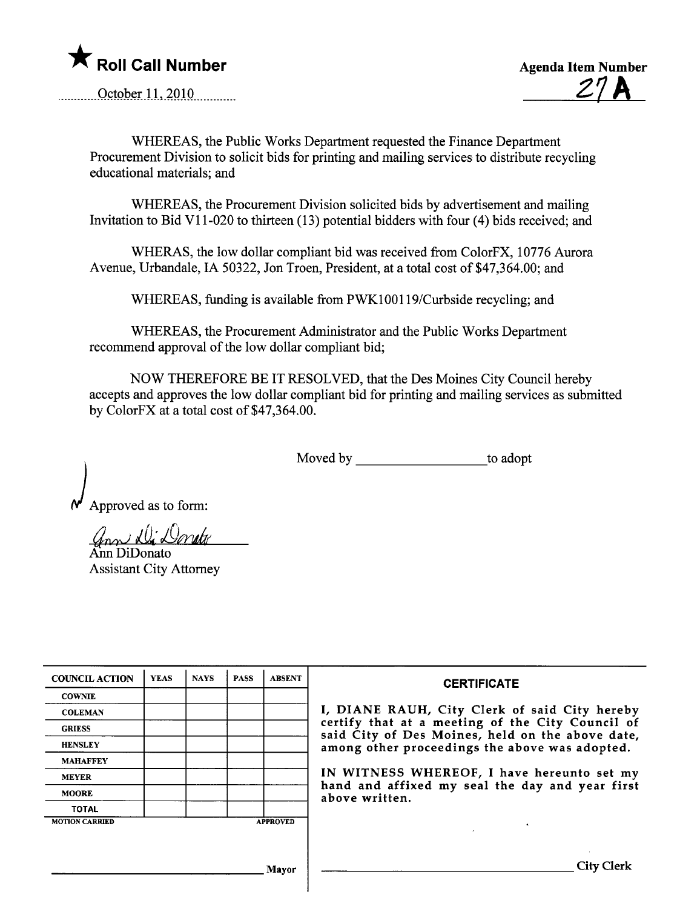★ **Roll Call Number**

October 11, 2010

**Agenda Item Number**

27A

WHEREAS, the Public Works Department requested the Finance Department Procurement Division to solicit bids for printing and mailing services to distribute recycling educational materials; and

WHEREAS, the Procurement Division solicited bids by advertisement and mailing Invitation to Bid V11-020 to thirteen (13) potential bidders with four (4) bids received; and

WHERAS, the low dollar compliant bid was received from ColorFX, 10776 Aurora Avenue, Urbandale, IA 50322, Jon Troen, President, at a total cost of $47,364.00; and

WHEREAS, funding is available from PWK100119/Curbside recycling; and

WHEREAS, the Procurement Administrator and the Public Works Department recommend approval of the low dollar compliant bid;

NOW THEREFORE BE IT RESOLVED, that the Des Moines City Council hereby accepts and approves the low dollar compliant bid for printing and mailing services as submitted by ColorFX at a total cost of $47,364.00.

Moved by ____________________ to adopt

Approved as to form:

Ann DiDonato
Assistant City Attorney

| COUNCIL ACTION | YEAS | NAYS | PASS | ABSENT |
|---|---|---|---|---|
| COWNIE | | | | |
| COLEMAN | | | | |
| GRIESS | | | | |
| HENSLEY | | | | |
| MAHAFFEY | | | | |
| MEYER | | | | |
| MOORE | | | | |
| TOTAL | | | | |
| MOTION CARRIED | | | | APPROVED |

____________________ Mayor

**CERTIFICATE**

I, DIANE RAUH, City Clerk of said City hereby certify that at a meeting of the City Council of said City of Des Moines, held on the above date, among other proceedings the above was adopted.

IN WITNESS WHEREOF, I have hereunto set my hand and affixed my seal the day and year first above written.

____________________ City Clerk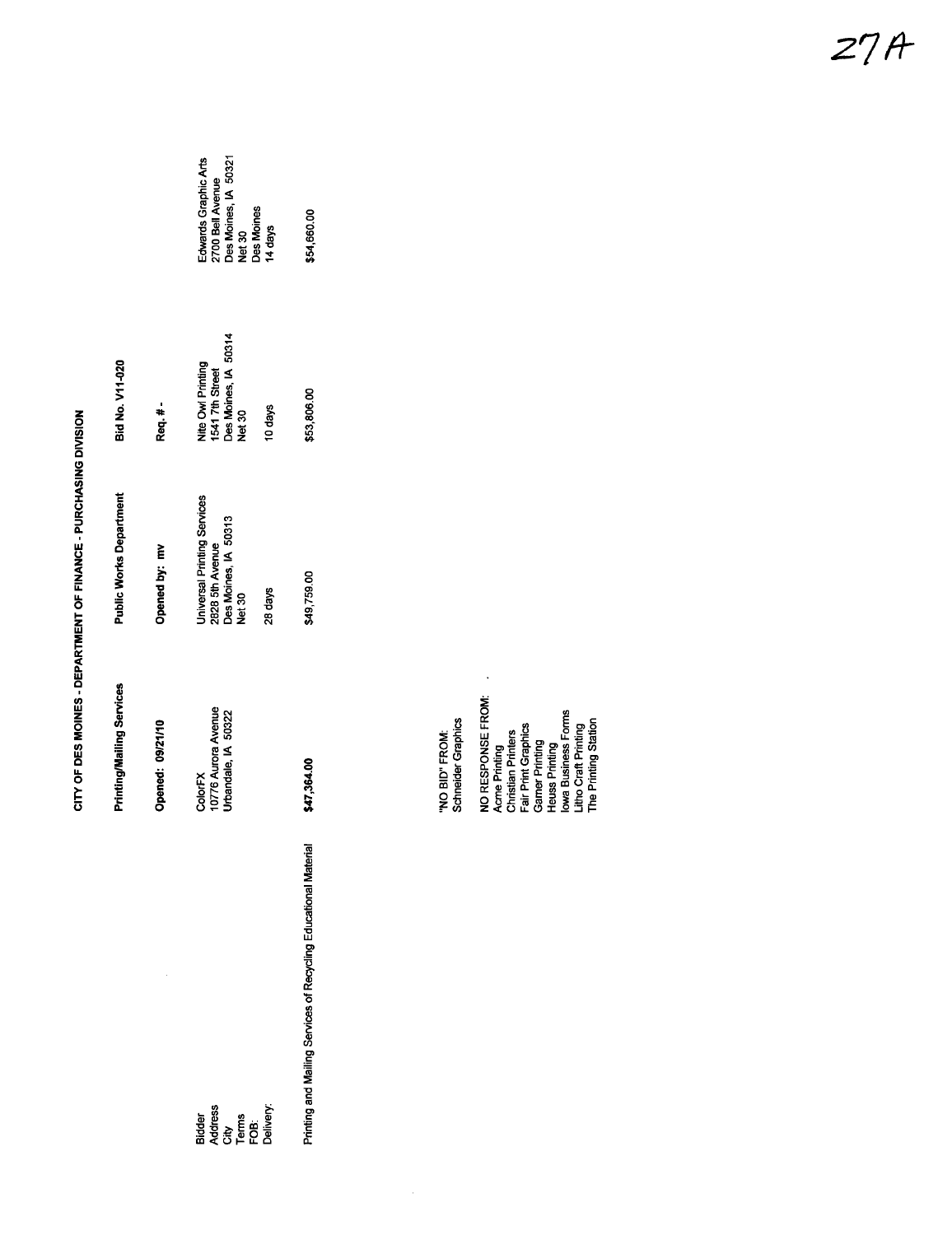27A

# CITY OF DES MOINES - DEPARTMENT OF FINANCE - PURCHASING DIVISION

| Printing/Mailing Services | Public Works Department | Bid No. V11-020 | |
|---|---|---|---|
| Opened: 09/21/10 | Opened by: mv | Req. # - | |

| | | | | |
|---|---|---|---|---|
| Bidder | ColorFX | Universal Printing Services | Nite Owl Printing | Edwards Graphic Arts |
| Address | 10776 Aurora Avenue | 2828 5th Avenue | 1541 7th Street | 2700 Bell Avenue |
| City | Urbandale, IA 50322 | Des Moines, IA 50313 | Des Moines, IA 50314 | Des Moines, IA 50321 |
| Terms | | Net 30 | Net 30 | Net 30 |
| FOB: | | | | Des Moines |
| Delivery: | | 28 days | 10 days | 14 days |
| Printing and Mailing Services of Recycling Educational Material | **$47,364.00** | $49,759.00 | $53,806.00 | $54,660.00 |

"NO BID" FROM:
Schneider Graphics

NO RESPONSE FROM:
Acme Printing
Christian Printers
Fair Print Graphics
Garner Printing
Heuss Printing
Iowa Business Forms
Litho Craft Printing
The Printing Station